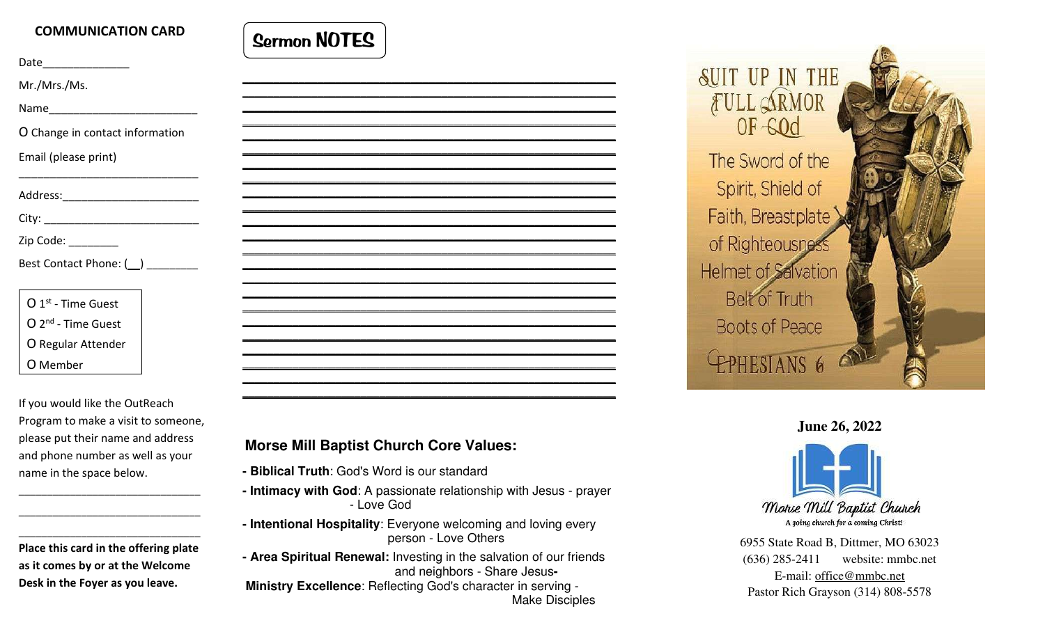## COMMUNICATION CARD

Date______________

Mr./Mrs./Ms.

Name________________________

O Change in contact information

Email (please print)

______________________________

Address:______________________

City: _________________________

Zip Code: ________

Best Contact Phone: (__) ________

- O 1st - Time Guest
- O 2nd - Time Guest
- O Regular Attender
- O Member

If you would like the OutReach Program to make a visit to someone, please put their name and address and phone number as well as your name in the space below.

______________________________

______________________________

______________________________

**Place this card in the offering plate as it comes by or at the Welcome Desk in the Foyer as you leave.**

## Sermon NOTES

___________________________________________

___________________________________________

___________________________________________

___________________________________________

___________________________________________

___________________________________________

___________________________________________

___________________________________________

___________________________________________

___________________________________________

___________________________________________

___________________________________________

___________________________________________

___________________________________________

___________________________________________

___________________________________________

___________________________________________

___________________________________________

___________________________________________

___________________________________________

___________________________________________

___________________________________________

___________________________________________

### Morse Mill Baptist Church Core Values:

- **Biblical Truth**: God's Word is our standard
- **Intimacy with God**: A passionate relationship with Jesus - prayer - Love God
- **Intentional Hospitality**: Everyone welcoming and loving every person - Love Others
- **Area Spiritual Renewal:** Investing in the salvation of our friends and neighbors - Share Jesus-
- **Ministry Excellence**: Reflecting God's character in serving - Make Disciples

SUIT UP IN THE FULL ARMOR OF GOd

The Sword of the Spirit, Shield of Faith, Breastplate of Righteousness Helmet of Salvation Belt of Truth Boots of Peace

EPHESIANS 6

**June 26, 2022**

Morse Mill Baptist Church

*A going church for a coming Christ!*

6955 State Road B, Dittmer, MO 63023

(636) 285-2411 website: mmbc.net

E-mail: office@mmbc.net

Pastor Rich Grayson (314) 808-5578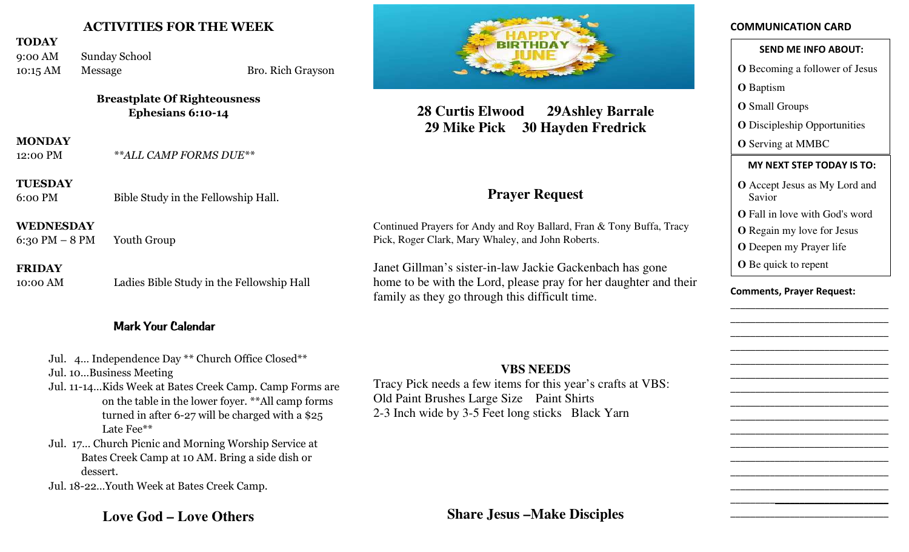## ACTIVITIES FOR THE WEEK

**TODAY**

9:00 AM Sunday School

10:15 AM Message Bro. Rich Grayson

**Breastplate Of Righteousness**
**Ephesians 6:10-14**

**MONDAY**

12:00 PM *\*\*ALL CAMP FORMS DUE\*\**

**TUESDAY**

6:00 PM Bible Study in the Fellowship Hall.

**WEDNESDAY**

6:30 PM – 8 PM Youth Group

**FRIDAY**

10:00 AM Ladies Bible Study in the Fellowship Hall

### Mark Your Calendar

- Jul. 4… Independence Day ** Church Office Closed**
- Jul. 10…Business Meeting
- Jul. 11-14…Kids Week at Bates Creek Camp. Camp Forms are on the table in the lower foyer. **All camp forms turned in after 6-27 will be charged with a $25 Late Fee**
- Jul. 17… Church Picnic and Morning Worship Service at Bates Creek Camp at 10 AM. Bring a side dish or dessert.
- Jul. 18-22…Youth Week at Bates Creek Camp.

**Love God – Love Others**

HAPPY BIRTHDAY JUNE

**28 Curtis Elwood 29Ashley Barrale**
**29 Mike Pick 30 Hayden Fredrick**

## Prayer Request

Continued Prayers for Andy and Roy Ballard, Fran & Tony Buffa, Tracy Pick, Roger Clark, Mary Whaley, and John Roberts.

Janet Gillman's sister-in-law Jackie Gackenbach has gone home to be with the Lord, please pray for her daughter and their family as they go through this difficult time.

**VBS NEEDS**

Tracy Pick needs a few items for this year's crafts at VBS:
Old Paint Brushes Large Size Paint Shirts
2-3 Inch wide by 3-5 Feet long sticks Black Yarn

**Share Jesus –Make Disciples**

**COMMUNICATION CARD**

**SEND ME INFO ABOUT:**

- O Becoming a follower of Jesus
- O Baptism
- O Small Groups
- O Discipleship Opportunities
- O Serving at MMBC

**MY NEXT STEP TODAY IS TO:**

- O Accept Jesus as My Lord and Savior
- O Fall in love with God's word
- O Regain my love for Jesus
- O Deepen my Prayer life
- O Be quick to repent

**Comments, Prayer Request:**

____________________________
____________________________
____________________________
____________________________
____________________________
____________________________
____________________________
____________________________
____________________________
____________________________
____________________________
____________________________
____________________________
____________________________
____________________________
____________________________